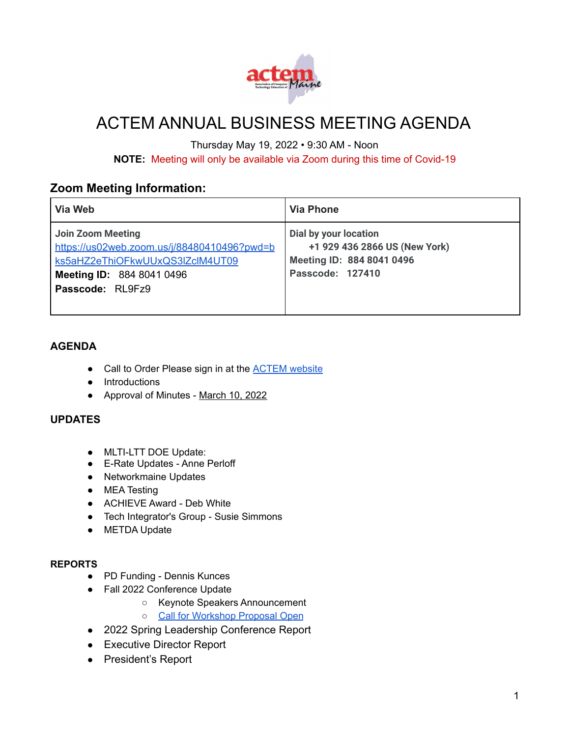# ACTEM ANNUAL BUSINESS MEETING AGENDA

Thursday May 19, 2022 • 9:30 AM - Noon

**NOTE:** Meeting will only be available via Zoom during this time of Covid-19

## Zoom Meeting Information:

| Via Web | Via Phone |
|---|---|
| **Join Zoom Meeting**<br>https://us02web.zoom.us/j/88480410496?pwd=bks5aHZ2eThiOFkwUUxQS3lZclM4UT09<br>**Meeting ID:** 884 8041 0496<br>**Passcode:** RL9Fz9 | **Dial by your location**<br>**+1 929 436 2866 US (New York)**<br>**Meeting ID: 884 8041 0496**<br>**Passcode: 127410** |

### AGENDA

- Call to Order Please sign in at the ACTEM website
- Introductions
- Approval of Minutes - March 10, 2022

### UPDATES

- MLTI-LTT DOE Update:
- E-Rate Updates - Anne Perloff
- Networkmaine Updates
- MEA Testing
- ACHIEVE Award - Deb White
- Tech Integrator's Group - Susie Simmons
- METDA Update

### REPORTS

- PD Funding - Dennis Kunces
- Fall 2022 Conference Update
  - Keynote Speakers Announcement
  - Call for Workshop Proposal Open
- 2022 Spring Leadership Conference Report
- Executive Director Report
- President's Report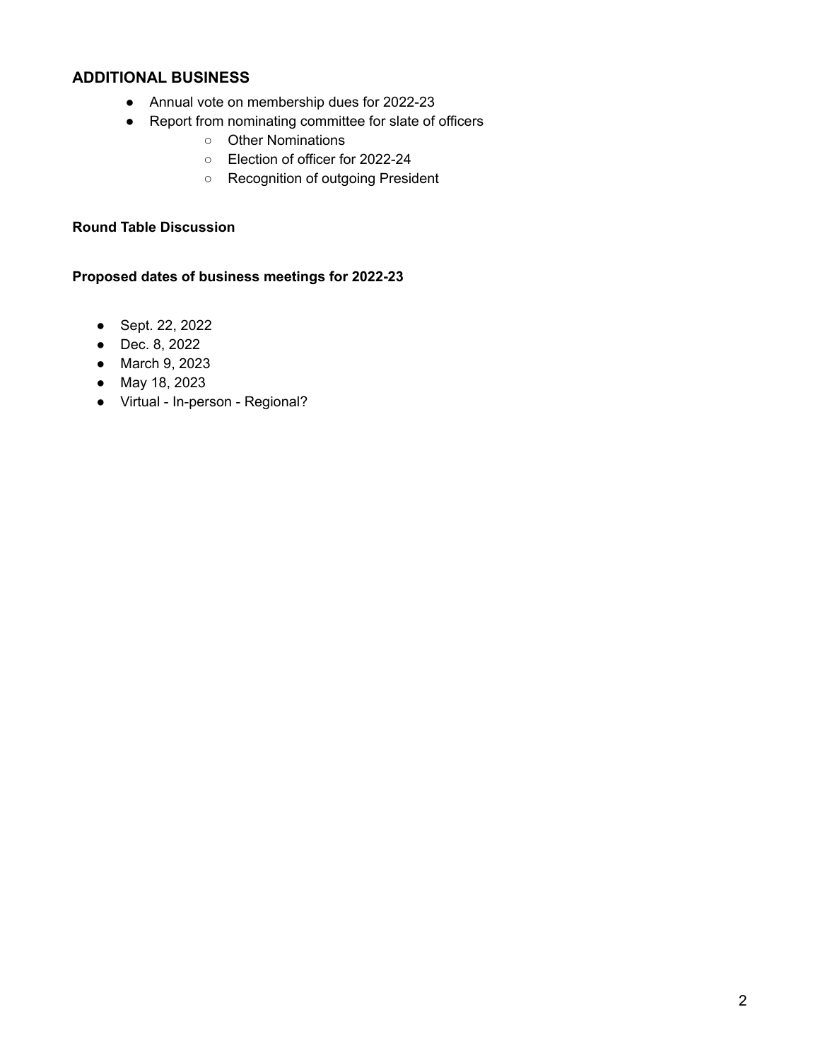## ADDITIONAL BUSINESS

- Annual vote on membership dues for 2022-23
- Report from nominating committee for slate of officers
  - Other Nominations
  - Election of officer for 2022-24
  - Recognition of outgoing President

**Round Table Discussion**

**Proposed dates of business meetings for 2022-23**

- Sept. 22, 2022
- Dec. 8, 2022
- March 9, 2023
- May 18, 2023
- Virtual - In-person - Regional?